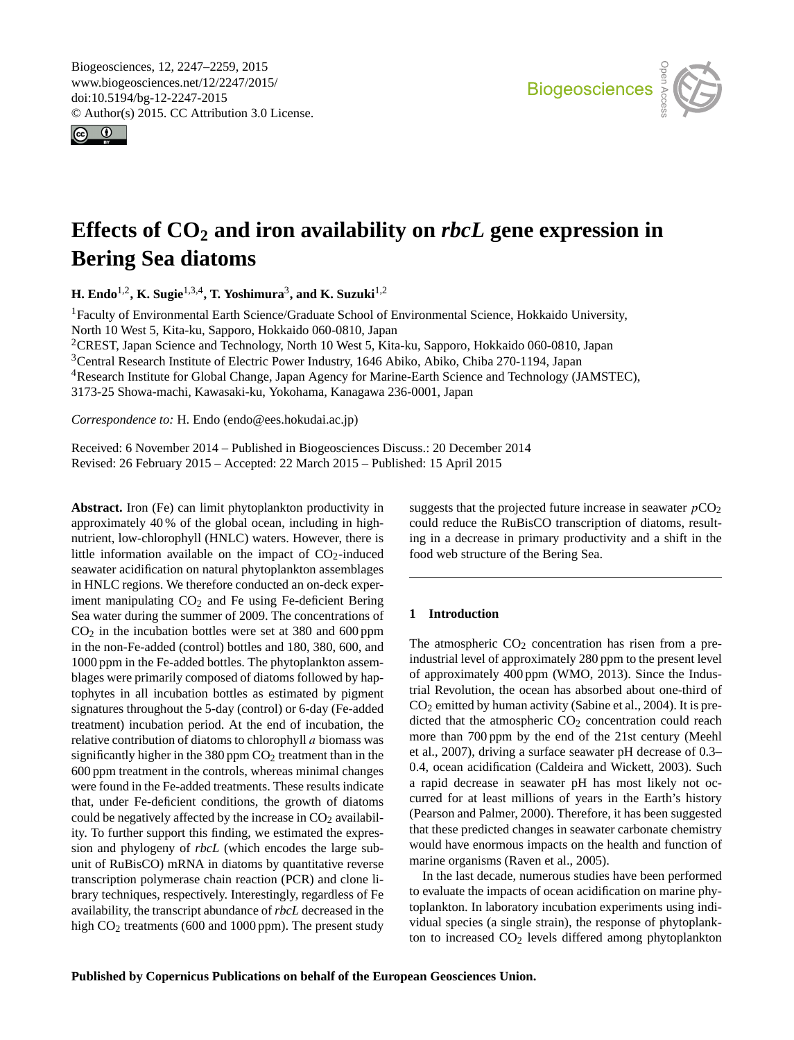# Effects of $CO_2$ and iron availability on *rbcL* gene expression in Bering Sea diatoms

**H. Endo**[1,2], **K. Sugie**[1,3,4], **T. Yoshimura**[3], **and K. Suzuki**[1,2]

[1]Faculty of Environmental Earth Science/Graduate School of Environmental Science, Hokkaido University, North 10 West 5, Kita-ku, Sapporo, Hokkaido 060-0810, Japan
[2]CREST, Japan Science and Technology, North 10 West 5, Kita-ku, Sapporo, Hokkaido 060-0810, Japan
[3]Central Research Institute of Electric Power Industry, 1646 Abiko, Abiko, Chiba 270-1194, Japan
[4]Research Institute for Global Change, Japan Agency for Marine-Earth Science and Technology (JAMSTEC), 3173-25 Showa-machi, Kawasaki-ku, Yokohama, Kanagawa 236-0001, Japan

*Correspondence to:* H. Endo (endo@ees.hokudai.ac.jp)

Received: 6 November 2014 – Published in Biogeosciences Discuss.: 20 December 2014
Revised: 26 February 2015 – Accepted: 22 March 2015 – Published: 15 April 2015

**Abstract.** Iron (Fe) can limit phytoplankton productivity in approximately 40 % of the global ocean, including in high-nutrient, low-chlorophyll (HNLC) waters. However, there is little information available on the impact of $CO_2$-induced seawater acidification on natural phytoplankton assemblages in HNLC regions. We therefore conducted an on-deck experiment manipulating $CO_2$ and Fe using Fe-deficient Bering Sea water during the summer of 2009. The concentrations of $CO_2$ in the incubation bottles were set at 380 and 600 ppm in the non-Fe-added (control) bottles and 180, 380, 600, and 1000 ppm in the Fe-added bottles. The phytoplankton assemblages were primarily composed of diatoms followed by haptophytes in all incubation bottles as estimated by pigment signatures throughout the 5-day (control) or 6-day (Fe-added treatment) incubation period. At the end of incubation, the relative contribution of diatoms to chlorophyll *a* biomass was significantly higher in the 380 ppm $CO_2$ treatment than in the 600 ppm treatment in the controls, whereas minimal changes were found in the Fe-added treatments. These results indicate that, under Fe-deficient conditions, the growth of diatoms could be negatively affected by the increase in $CO_2$ availability. To further support this finding, we estimated the expression and phylogeny of *rbcL* (which encodes the large subunit of RuBisCO) mRNA in diatoms by quantitative reverse transcription polymerase chain reaction (PCR) and clone library techniques, respectively. Interestingly, regardless of Fe availability, the transcript abundance of *rbcL* decreased in the high $CO_2$ treatments (600 and 1000 ppm). The present study suggests that the projected future increase in seawater $pCO_2$ could reduce the RuBisCO transcription of diatoms, resulting in a decrease in primary productivity and a shift in the food web structure of the Bering Sea.

## 1 Introduction

The atmospheric $CO_2$ concentration has risen from a pre-industrial level of approximately 280 ppm to the present level of approximately 400 ppm (WMO, 2013). Since the Industrial Revolution, the ocean has absorbed about one-third of $CO_2$ emitted by human activity (Sabine et al., 2004). It is predicted that the atmospheric $CO_2$ concentration could reach more than 700 ppm by the end of the 21st century (Meehl et al., 2007), driving a surface seawater pH decrease of 0.3–0.4, ocean acidification (Caldeira and Wickett, 2003). Such a rapid decrease in seawater pH has most likely not occurred for at least millions of years in the Earth's history (Pearson and Palmer, 2000). Therefore, it has been suggested that these predicted changes in seawater carbonate chemistry would have enormous impacts on the health and function of marine organisms (Raven et al., 2005).

In the last decade, numerous studies have been performed to evaluate the impacts of ocean acidification on marine phytoplankton. In laboratory incubation experiments using individual species (a single strain), the response of phytoplankton to increased $CO_2$ levels differed among phytoplankton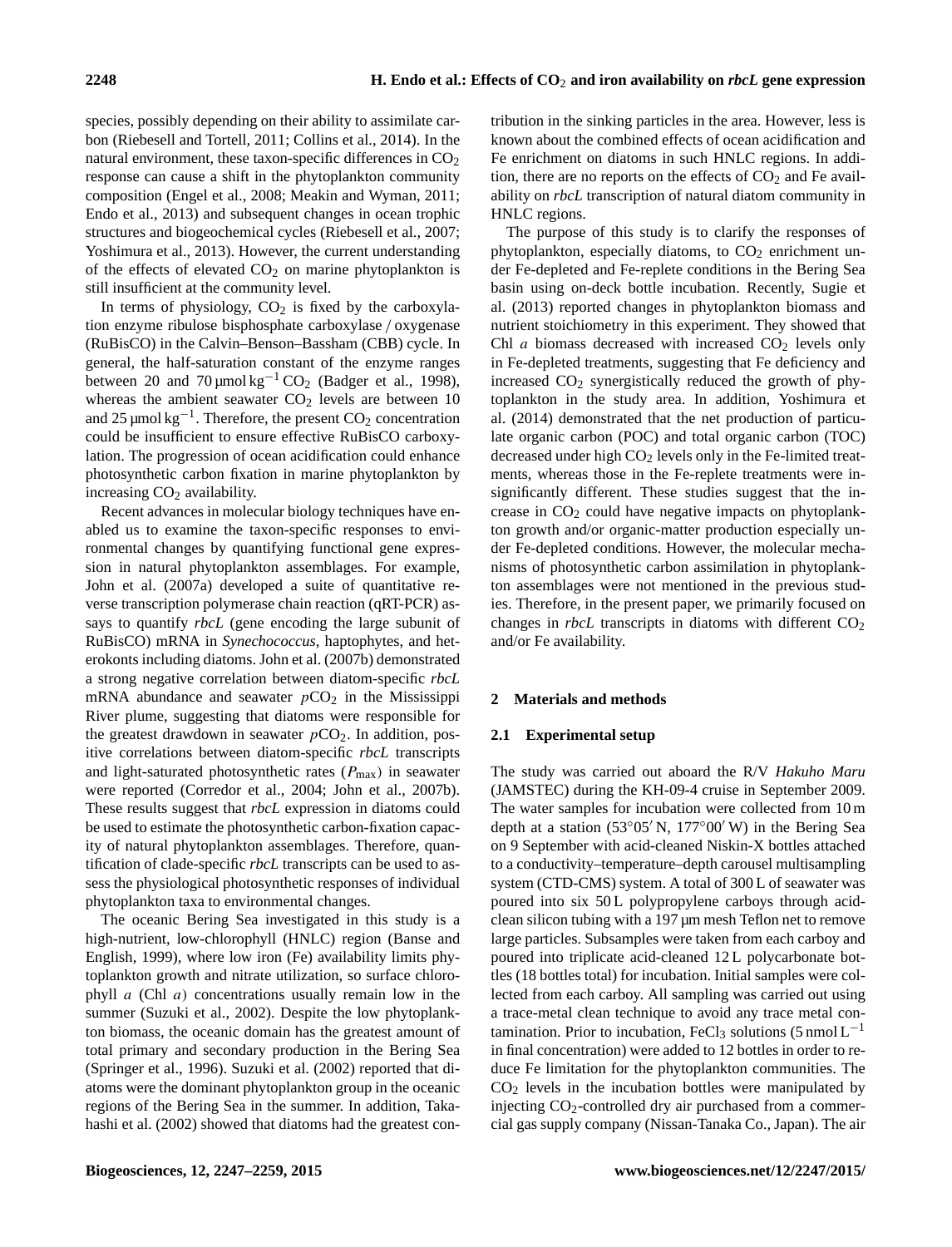species, possibly depending on their ability to assimilate carbon (Riebesell and Tortell, 2011; Collins et al., 2014). In the natural environment, these taxon-specific differences in $CO_2$ response can cause a shift in the phytoplankton community composition (Engel et al., 2008; Meakin and Wyman, 2011; Endo et al., 2013) and subsequent changes in ocean trophic structures and biogeochemical cycles (Riebesell et al., 2007; Yoshimura et al., 2013). However, the current understanding of the effects of elevated $CO_2$ on marine phytoplankton is still insufficient at the community level.

In terms of physiology, $CO_2$ is fixed by the carboxylation enzyme ribulose bisphosphate carboxylase / oxygenase (RuBisCO) in the Calvin–Benson–Bassham (CBB) cycle. In general, the half-saturation constant of the enzyme ranges between 20 and 70 $\mu mol\,kg^{-1}$ $CO_2$ (Badger et al., 1998), whereas the ambient seawater $CO_2$ levels are between 10 and 25 $\mu mol\,kg^{-1}$. Therefore, the present $CO_2$ concentration could be insufficient to ensure effective RuBisCO carboxylation. The progression of ocean acidification could enhance photosynthetic carbon fixation in marine phytoplankton by increasing $CO_2$ availability.

Recent advances in molecular biology techniques have enabled us to examine the taxon-specific responses to environmental changes by quantifying functional gene expression in natural phytoplankton assemblages. For example, John et al. (2007a) developed a suite of quantitative reverse transcription polymerase chain reaction (qRT-PCR) assays to quantify *rbcL* (gene encoding the large subunit of RuBisCO) mRNA in *Synechococcus*, haptophytes, and heterokonts including diatoms. John et al. (2007b) demonstrated a strong negative correlation between diatom-specific *rbcL* mRNA abundance and seawater $pCO_2$ in the Mississippi River plume, suggesting that diatoms were responsible for the greatest drawdown in seawater $pCO_2$. In addition, positive correlations between diatom-specific *rbcL* transcripts and light-saturated photosynthetic rates ($P_{max}$) in seawater were reported (Corredor et al., 2004; John et al., 2007b). These results suggest that *rbcL* expression in diatoms could be used to estimate the photosynthetic carbon-fixation capacity of natural phytoplankton assemblages. Therefore, quantification of clade-specific *rbcL* transcripts can be used to assess the physiological photosynthetic responses of individual phytoplankton taxa to environmental changes.

The oceanic Bering Sea investigated in this study is a high-nutrient, low-chlorophyll (HNLC) region (Banse and English, 1999), where low iron (Fe) availability limits phytoplankton growth and nitrate utilization, so surface chlorophyll *a* (Chl *a*) concentrations usually remain low in the summer (Suzuki et al., 2002). Despite the low phytoplankton biomass, the oceanic domain has the greatest amount of total primary and secondary production in the Bering Sea (Springer et al., 1996). Suzuki et al. (2002) reported that diatoms were the dominant phytoplankton group in the oceanic regions of the Bering Sea in the summer. In addition, Takahashi et al. (2002) showed that diatoms had the greatest contribution in the sinking particles in the area. However, less is known about the combined effects of ocean acidification and Fe enrichment on diatoms in such HNLC regions. In addition, there are no reports on the effects of $CO_2$ and Fe availability on *rbcL* transcription of natural diatom community in HNLC regions.

The purpose of this study is to clarify the responses of phytoplankton, especially diatoms, to $CO_2$ enrichment under Fe-depleted and Fe-replete conditions in the Bering Sea basin using on-deck bottle incubation. Recently, Sugie et al. (2013) reported changes in phytoplankton biomass and nutrient stoichiometry in this experiment. They showed that Chl *a* biomass decreased with increased $CO_2$ levels only in Fe-depleted treatments, suggesting that Fe deficiency and increased $CO_2$ synergistically reduced the growth of phytoplankton in the study area. In addition, Yoshimura et al. (2014) demonstrated that the net production of particulate organic carbon (POC) and total organic carbon (TOC) decreased under high $CO_2$ levels only in the Fe-limited treatments, whereas those in the Fe-replete treatments were insignificantly different. These studies suggest that the increase in $CO_2$ could have negative impacts on phytoplankton growth and/or organic-matter production especially under Fe-depleted conditions. However, the molecular mechanisms of photosynthetic carbon assimilation in phytoplankton assemblages were not mentioned in the previous studies. Therefore, in the present paper, we primarily focused on changes in *rbcL* transcripts in diatoms with different $CO_2$ and/or Fe availability.

## 2 Materials and methods

### 2.1 Experimental setup

The study was carried out aboard the R/V *Hakuho Maru* (JAMSTEC) during the KH-09-4 cruise in September 2009. The water samples for incubation were collected from 10 m depth at a station (53°05′ N, 177°00′ W) in the Bering Sea on 9 September with acid-cleaned Niskin-X bottles attached to a conductivity–temperature–depth carousel multisampling system (CTD-CMS) system. A total of 300 L of seawater was poured into six 50 L polypropylene carboys through acid-clean silicon tubing with a 197 µm mesh Teflon net to remove large particles. Subsamples were taken from each carboy and poured into triplicate acid-cleaned 12 L polycarbonate bottles (18 bottles total) for incubation. Initial samples were collected from each carboy. All sampling was carried out using a trace-metal clean technique to avoid any trace metal contamination. Prior to incubation, $FeCl_3$ solutions (5 $nmol\,L^{-1}$ in final concentration) were added to 12 bottles in order to reduce Fe limitation for the phytoplankton communities. The $CO_2$ levels in the incubation bottles were manipulated by injecting $CO_2$-controlled dry air purchased from a commercial gas supply company (Nissan-Tanaka Co., Japan). The air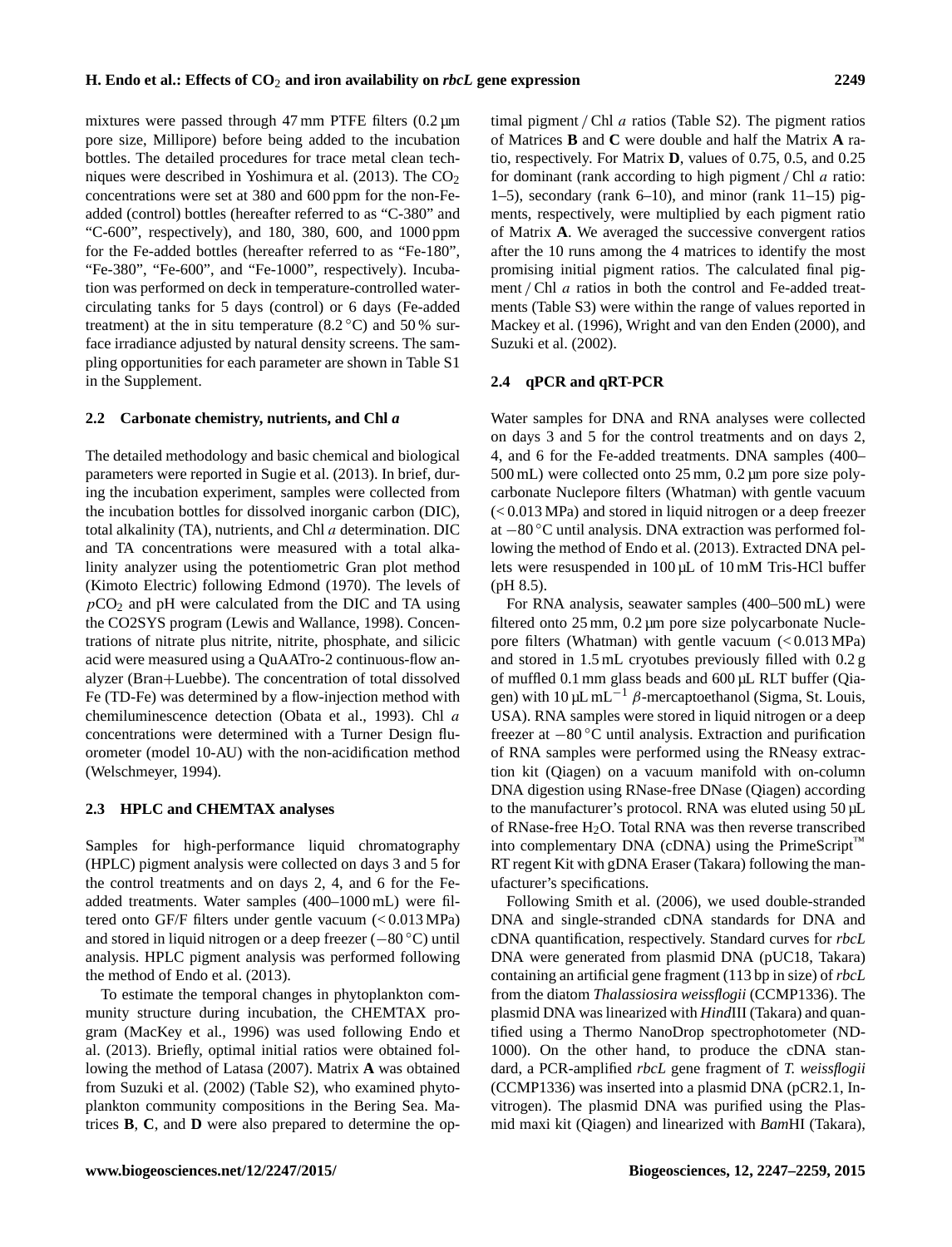mixtures were passed through 47 mm PTFE filters (0.2 µm pore size, Millipore) before being added to the incubation bottles. The detailed procedures for trace metal clean techniques were described in Yoshimura et al. (2013). The $CO_2$ concentrations were set at 380 and 600 ppm for the non-Fe-added (control) bottles (hereafter referred to as "C-380" and "C-600", respectively), and 180, 380, 600, and 1000 ppm for the Fe-added bottles (hereafter referred to as "Fe-180", "Fe-380", "Fe-600", and "Fe-1000", respectively). Incubation was performed on deck in temperature-controlled water-circulating tanks for 5 days (control) or 6 days (Fe-added treatment) at the in situ temperature (8.2 °C) and 50 % surface irradiance adjusted by natural density screens. The sampling opportunities for each parameter are shown in Table S1 in the Supplement.

### 2.2 Carbonate chemistry, nutrients, and Chl *a*

The detailed methodology and basic chemical and biological parameters were reported in Sugie et al. (2013). In brief, during the incubation experiment, samples were collected from the incubation bottles for dissolved inorganic carbon (DIC), total alkalinity (TA), nutrients, and Chl *a* determination. DIC and TA concentrations were measured with a total alkalinity analyzer using the potentiometric Gran plot method (Kimoto Electric) following Edmond (1970). The levels of $pCO_2$ and pH were calculated from the DIC and TA using the CO2SYS program (Lewis and Wallance, 1998). Concentrations of nitrate plus nitrite, nitrite, phosphate, and silicic acid were measured using a QuAATro-2 continuous-flow analyzer (Bran+Luebbe). The concentration of total dissolved Fe (TD-Fe) was determined by a flow-injection method with chemiluminescence detection (Obata et al., 1993). Chl *a* concentrations were determined with a Turner Design fluorometer (model 10-AU) with the non-acidification method (Welschmeyer, 1994).

### 2.3 HPLC and CHEMTAX analyses

Samples for high-performance liquid chromatography (HPLC) pigment analysis were collected on days 3 and 5 for the control treatments and on days 2, 4, and 6 for the Fe-added treatments. Water samples (400–1000 mL) were filtered onto GF/F filters under gentle vacuum (< 0.013 MPa) and stored in liquid nitrogen or a deep freezer (−80 °C) until analysis. HPLC pigment analysis was performed following the method of Endo et al. (2013).

To estimate the temporal changes in phytoplankton community structure during incubation, the CHEMTAX program (MacKey et al., 1996) was used following Endo et al. (2013). Briefly, optimal initial ratios were obtained following the method of Latasa (2007). Matrix **A** was obtained from Suzuki et al. (2002) (Table S2), who examined phytoplankton community compositions in the Bering Sea. Matrices **B**, **C**, and **D** were also prepared to determine the optimal pigment / Chl *a* ratios (Table S2). The pigment ratios of Matrices **B** and **C** were double and half the Matrix **A** ratio, respectively. For Matrix **D**, values of 0.75, 0.5, and 0.25 for dominant (rank according to high pigment / Chl *a* ratio: 1–5), secondary (rank 6–10), and minor (rank 11–15) pigments, respectively, were multiplied by each pigment ratio of Matrix **A**. We averaged the successive convergent ratios after the 10 runs among the 4 matrices to identify the most promising initial pigment ratios. The calculated final pigment / Chl *a* ratios in both the control and Fe-added treatments (Table S3) were within the range of values reported in Mackey et al. (1996), Wright and van den Enden (2000), and Suzuki et al. (2002).

### 2.4 qPCR and qRT-PCR

Water samples for DNA and RNA analyses were collected on days 3 and 5 for the control treatments and on days 2, 4, and 6 for the Fe-added treatments. DNA samples (400–500 mL) were collected onto 25 mm, 0.2 µm pore size polycarbonate Nuclepore filters (Whatman) with gentle vacuum (< 0.013 MPa) and stored in liquid nitrogen or a deep freezer at −80 °C until analysis. DNA extraction was performed following the method of Endo et al. (2013). Extracted DNA pellets were resuspended in 100 µL of 10 mM Tris-HCl buffer (pH 8.5).

For RNA analysis, seawater samples (400–500 mL) were filtered onto 25 mm, 0.2 µm pore size polycarbonate Nuclepore filters (Whatman) with gentle vacuum (< 0.013 MPa) and stored in 1.5 mL cryotubes previously filled with 0.2 g of muffled 0.1 mm glass beads and 600 µL RLT buffer (Qiagen) with 10 µL $mL^{-1}$ β-mercaptoethanol (Sigma, St. Louis, USA). RNA samples were stored in liquid nitrogen or a deep freezer at −80 °C until analysis. Extraction and purification of RNA samples were performed using the RNeasy extraction kit (Qiagen) on a vacuum manifold with on-column DNA digestion using RNase-free DNase (Qiagen) according to the manufacturer's protocol. RNA was eluted using 50 µL of RNase-free $H_2O$. Total RNA was then reverse transcribed into complementary DNA (cDNA) using the PrimeScript™ RT regent Kit with gDNA Eraser (Takara) following the manufacturer's specifications.

Following Smith et al. (2006), we used double-stranded DNA and single-stranded cDNA standards for DNA and cDNA quantification, respectively. Standard curves for *rbcL* DNA were generated from plasmid DNA (pUC18, Takara) containing an artificial gene fragment (113 bp in size) of *rbcL* from the diatom *Thalassiosira weissflogii* (CCMP1336). The plasmid DNA was linearized with *Hind*III (Takara) and quantified using a Thermo NanoDrop spectrophotometer (ND-1000). On the other hand, to produce the cDNA standard, a PCR-amplified *rbcL* gene fragment of *T. weissflogii* (CCMP1336) was inserted into a plasmid DNA (pCR2.1, Invitrogen). The plasmid DNA was purified using the Plasmid maxi kit (Qiagen) and linearized with *Bam*HI (Takara),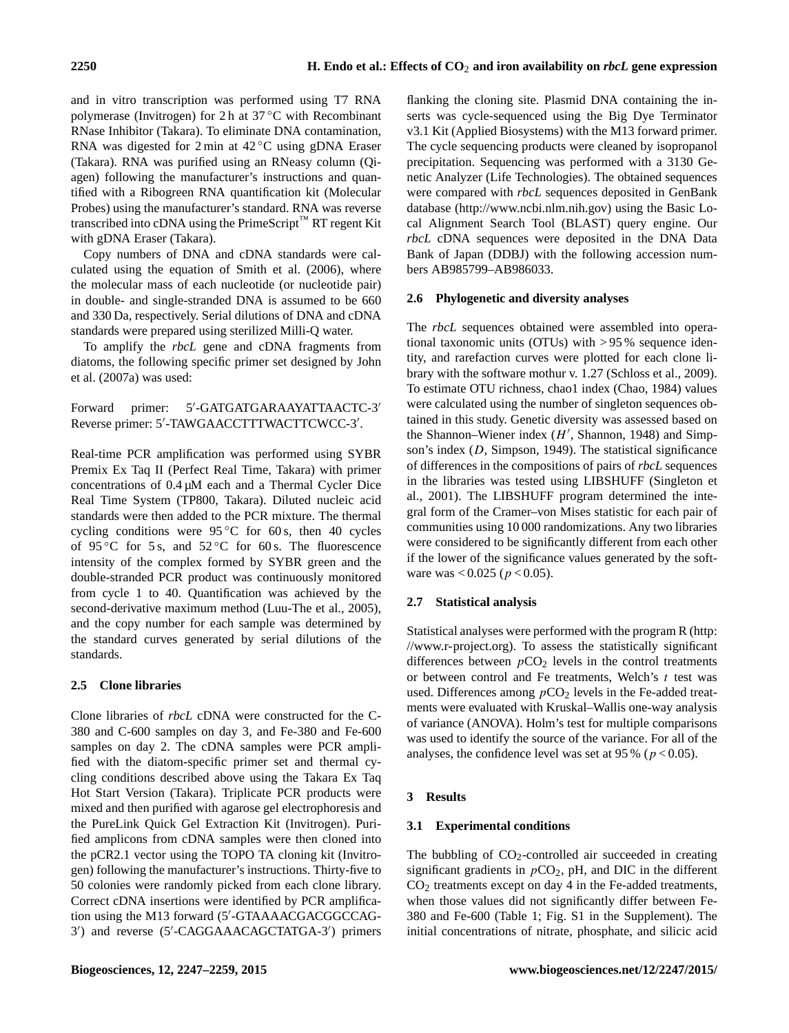and in vitro transcription was performed using T7 RNA polymerase (Invitrogen) for 2 h at 37 °C with Recombinant RNase Inhibitor (Takara). To eliminate DNA contamination, RNA was digested for 2 min at 42 °C using gDNA Eraser (Takara). RNA was purified using an RNeasy column (Qiagen) following the manufacturer's instructions and quantified with a Ribogreen RNA quantification kit (Molecular Probes) using the manufacturer's standard. RNA was reverse transcribed into cDNA using the PrimeScript™ RT regent Kit with gDNA Eraser (Takara).

Copy numbers of DNA and cDNA standards were calculated using the equation of Smith et al. (2006), where the molecular mass of each nucleotide (or nucleotide pair) in double- and single-stranded DNA is assumed to be 660 and 330 Da, respectively. Serial dilutions of DNA and cDNA standards were prepared using sterilized Milli-Q water.

To amplify the *rbcL* gene and cDNA fragments from diatoms, the following specific primer set designed by John et al. (2007a) was used:

Forward primer: 5′-GATGATGARAAYATTAACTC-3′
Reverse primer: 5′-TAWGAACCTTTWACTTCWCC-3′.

Real-time PCR amplification was performed using SYBR Premix Ex Taq II (Perfect Real Time, Takara) with primer concentrations of 0.4 µM each and a Thermal Cycler Dice Real Time System (TP800, Takara). Diluted nucleic acid standards were then added to the PCR mixture. The thermal cycling conditions were 95 °C for 60 s, then 40 cycles of 95 °C for 5 s, and 52 °C for 60 s. The fluorescence intensity of the complex formed by SYBR green and the double-stranded PCR product was continuously monitored from cycle 1 to 40. Quantification was achieved by the second-derivative maximum method (Luu-The et al., 2005), and the copy number for each sample was determined by the standard curves generated by serial dilutions of the standards.

### 2.5 Clone libraries

Clone libraries of *rbcL* cDNA were constructed for the C-380 and C-600 samples on day 3, and Fe-380 and Fe-600 samples on day 2. The cDNA samples were PCR amplified with the diatom-specific primer set and thermal cycling conditions described above using the Takara Ex Taq Hot Start Version (Takara). Triplicate PCR products were mixed and then purified with agarose gel electrophoresis and the PureLink Quick Gel Extraction Kit (Invitrogen). Purified amplicons from cDNA samples were then cloned into the pCR2.1 vector using the TOPO TA cloning kit (Invitrogen) following the manufacturer's instructions. Thirty-five to 50 colonies were randomly picked from each clone library. Correct cDNA insertions were identified by PCR amplification using the M13 forward (5′-GTAAAACGACGGCCAG-3′) and reverse (5′-CAGGAAACAGCTATGA-3′) primers flanking the cloning site. Plasmid DNA containing the inserts was cycle-sequenced using the Big Dye Terminator v3.1 Kit (Applied Biosystems) with the M13 forward primer. The cycle sequencing products were cleaned by isopropanol precipitation. Sequencing was performed with a 3130 Genetic Analyzer (Life Technologies). The obtained sequences were compared with *rbcL* sequences deposited in GenBank database (http://www.ncbi.nlm.nih.gov) using the Basic Local Alignment Search Tool (BLAST) query engine. Our *rbcL* cDNA sequences were deposited in the DNA Data Bank of Japan (DDBJ) with the following accession numbers AB985799–AB986033.

### 2.6 Phylogenetic and diversity analyses

The *rbcL* sequences obtained were assembled into operational taxonomic units (OTUs) with > 95 % sequence identity, and rarefaction curves were plotted for each clone library with the software mothur v. 1.27 (Schloss et al., 2009). To estimate OTU richness, chao1 index (Chao, 1984) values were calculated using the number of singleton sequences obtained in this study. Genetic diversity was assessed based on the Shannon–Wiener index ($H'$, Shannon, 1948) and Simpson's index ($D$, Simpson, 1949). The statistical significance of differences in the compositions of pairs of *rbcL* sequences in the libraries was tested using LIBSHUFF (Singleton et al., 2001). The LIBSHUFF program determined the integral form of the Cramer–von Mises statistic for each pair of communities using 10 000 randomizations. Any two libraries were considered to be significantly different from each other if the lower of the significance values generated by the software was < 0.025 ($p < 0.05$).

### 2.7 Statistical analysis

Statistical analyses were performed with the program R (http://www.r-project.org). To assess the statistically significant differences between $p\mathrm{CO_2}$ levels in the control treatments or between control and Fe treatments, Welch's $t$ test was used. Differences among $p\mathrm{CO_2}$ levels in the Fe-added treatments were evaluated with Kruskal–Wallis one-way analysis of variance (ANOVA). Holm's test for multiple comparisons was used to identify the source of the variance. For all of the analyses, the confidence level was set at 95 % ($p < 0.05$).

## 3 Results

### 3.1 Experimental conditions

The bubbling of $CO_2$-controlled air succeeded in creating significant gradients in $p\mathrm{CO_2}$, pH, and DIC in the different $CO_2$ treatments except on day 4 in the Fe-added treatments, when those values did not significantly differ between Fe-380 and Fe-600 (Table 1; Fig. S1 in the Supplement). The initial concentrations of nitrate, phosphate, and silicic acid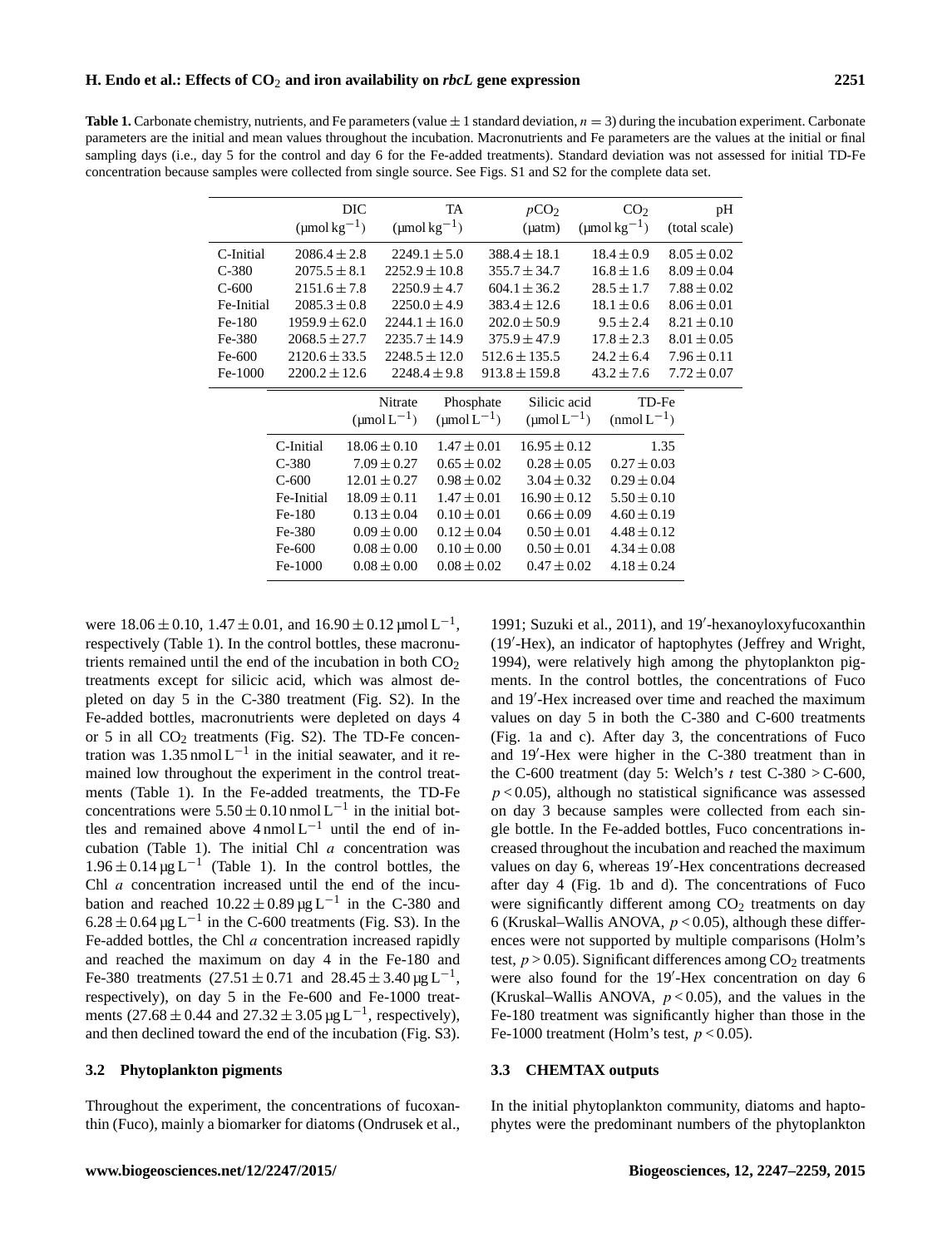**Table 1.** Carbonate chemistry, nutrients, and Fe parameters (value ± 1 standard deviation, $n = 3$) during the incubation experiment. Carbonate parameters are the initial and mean values throughout the incubation. Macronutrients and Fe parameters are the values at the initial or final sampling days (i.e., day 5 for the control and day 6 for the Fe-added treatments). Standard deviation was not assessed for initial TD-Fe concentration because samples were collected from single source. See Figs. S1 and S2 for the complete data set.

| | DIC ($\mu$mol kg$^{-1}$) | TA ($\mu$mol kg$^{-1}$) | $p$CO$_2$ ($\mu$atm) | CO$_2$ ($\mu$mol kg$^{-1}$) | pH (total scale) |
|---|---|---|---|---|---|
| C-Initial | 2086.4 ± 2.8 | 2249.1 ± 5.0 | 388.4 ± 18.1 | 18.4 ± 0.9 | 8.05 ± 0.02 |
| C-380 | 2075.5 ± 8.1 | 2252.9 ± 10.8 | 355.7 ± 34.7 | 16.8 ± 1.6 | 8.09 ± 0.04 |
| C-600 | 2151.6 ± 7.8 | 2250.9 ± 4.7 | 604.1 ± 36.2 | 28.5 ± 1.7 | 7.88 ± 0.02 |
| Fe-Initial | 2085.3 ± 0.8 | 2250.0 ± 4.9 | 383.4 ± 12.6 | 18.1 ± 0.6 | 8.06 ± 0.01 |
| Fe-180 | 1959.9 ± 62.0 | 2244.1 ± 16.0 | 202.0 ± 50.9 | 9.5 ± 2.4 | 8.21 ± 0.10 |
| Fe-380 | 2068.5 ± 27.7 | 2235.7 ± 14.9 | 375.9 ± 47.9 | 17.8 ± 2.3 | 8.01 ± 0.05 |
| Fe-600 | 2120.6 ± 33.5 | 2248.5 ± 12.0 | 512.6 ± 135.5 | 24.2 ± 6.4 | 7.96 ± 0.11 |
| Fe-1000 | 2200.2 ± 12.6 | 2248.4 ± 9.8 | 913.8 ± 159.8 | 43.2 ± 7.6 | 7.72 ± 0.07 |

| | Nitrate ($\mu$mol L$^{-1}$) | Phosphate ($\mu$mol L$^{-1}$) | Silicic acid ($\mu$mol L$^{-1}$) | TD-Fe (nmol L$^{-1}$) |
|---|---|---|---|---|
| C-Initial | 18.06 ± 0.10 | 1.47 ± 0.01 | 16.95 ± 0.12 | 1.35 |
| C-380 | 7.09 ± 0.27 | 0.65 ± 0.02 | 0.28 ± 0.05 | 0.27 ± 0.03 |
| C-600 | 12.01 ± 0.27 | 0.98 ± 0.02 | 3.04 ± 0.32 | 0.29 ± 0.04 |
| Fe-Initial | 18.09 ± 0.11 | 1.47 ± 0.01 | 16.90 ± 0.12 | 5.50 ± 0.10 |
| Fe-180 | 0.13 ± 0.04 | 0.10 ± 0.01 | 0.66 ± 0.09 | 4.60 ± 0.19 |
| Fe-380 | 0.09 ± 0.00 | 0.12 ± 0.04 | 0.50 ± 0.01 | 4.48 ± 0.12 |
| Fe-600 | 0.08 ± 0.00 | 0.10 ± 0.00 | 0.50 ± 0.01 | 4.34 ± 0.08 |
| Fe-1000 | 0.08 ± 0.00 | 0.08 ± 0.02 | 0.47 ± 0.02 | 4.18 ± 0.24 |

were 18.06 ± 0.10, 1.47 ± 0.01, and 16.90 ± 0.12 $\mu$mol L$^{-1}$, respectively (Table 1). In the control bottles, these macronutrients remained until the end of the incubation in both $CO_2$ treatments except for silicic acid, which was almost depleted on day 5 in the C-380 treatment (Fig. S2). In the Fe-added bottles, macronutrients were depleted on days 4 or 5 in all $CO_2$ treatments (Fig. S2). The TD-Fe concentration was 1.35 nmol L$^{-1}$ in the initial seawater, and it remained low throughout the experiment in the control treatments (Table 1). In the Fe-added treatments, the TD-Fe concentrations were 5.50 ± 0.10 nmol L$^{-1}$ in the initial bottles and remained above 4 nmol L$^{-1}$ until the end of incubation (Table 1). The initial Chl *a* concentration was 1.96 ± 0.14 $\mu$g L$^{-1}$ (Table 1). In the control bottles, the Chl *a* concentration increased until the end of the incubation and reached 10.22 ± 0.89 $\mu$g L$^{-1}$ in the C-380 and 6.28 ± 0.64 $\mu$g L$^{-1}$ in the C-600 treatments (Fig. S3). In the Fe-added bottles, the Chl *a* concentration increased rapidly and reached the maximum on day 4 in the Fe-180 and Fe-380 treatments (27.51 ± 0.71 and 28.45 ± 3.40 $\mu$g L$^{-1}$, respectively), on day 5 in the Fe-600 and Fe-1000 treatments (27.68 ± 0.44 and 27.32 ± 3.05 $\mu$g L$^{-1}$, respectively), and then declined toward the end of the incubation (Fig. S3).

### 3.2 Phytoplankton pigments

Throughout the experiment, the concentrations of fucoxanthin (Fuco), mainly a biomarker for diatoms (Ondrusek et al., 1991; Suzuki et al., 2011), and 19′-hexanoyloxyfucoxanthin (19′-Hex), an indicator of haptophytes (Jeffrey and Wright, 1994), were relatively high among the phytoplankton pigments. In the control bottles, the concentrations of Fuco and 19′-Hex increased over time and reached the maximum values on day 5 in both the C-380 and C-600 treatments (Fig. 1a and c). After day 3, the concentrations of Fuco and 19′-Hex were higher in the C-380 treatment than in the C-600 treatment (day 5: Welch's *t* test C-380 > C-600, $p < 0.05$), although no statistical significance was assessed on day 3 because samples were collected from each single bottle. In the Fe-added bottles, Fuco concentrations increased throughout the incubation and reached the maximum values on day 6, whereas 19′-Hex concentrations decreased after day 4 (Fig. 1b and d). The concentrations of Fuco were significantly different among $CO_2$ treatments on day 6 (Kruskal–Wallis ANOVA, $p < 0.05$), although these differences were not supported by multiple comparisons (Holm's test, $p > 0.05$). Significant differences among $CO_2$ treatments were also found for the 19′-Hex concentration on day 6 (Kruskal–Wallis ANOVA, $p < 0.05$), and the values in the Fe-180 treatment was significantly higher than those in the Fe-1000 treatment (Holm's test, $p < 0.05$).

### 3.3 CHEMTAX outputs

In the initial phytoplankton community, diatoms and haptophytes were the predominant numbers of the phytoplankton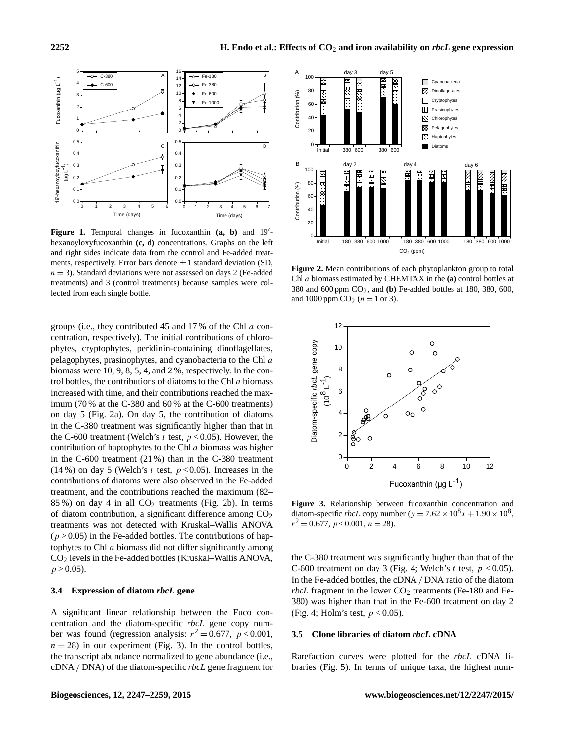**Figure 1.** Temporal changes in fucoxanthin **(a, b)** and 19′-hexanoyloxyfucoxanthin **(c, d)** concentrations. Graphs on the left and right sides indicate data from the control and Fe-added treatments, respectively. Error bars denote ± 1 standard deviation (SD, $n = 3$). Standard deviations were not assessed on days 2 (Fe-added treatments) and 3 (control treatments) because samples were collected from each single bottle.

**Figure 2.** Mean contributions of each phytoplankton group to total Chl *a* biomass estimated by CHEMTAX in the **(a)** control bottles at 380 and 600 ppm $CO_2$, and **(b)** Fe-added bottles at 180, 380, 600, and 1000 ppm $CO_2$ ($n = 1$ or 3).

**Figure 3.** Relationship between fucoxanthin concentration and diatom-specific *rbcL* copy number ($y = 7.62 \times 10^8 x + 1.90 \times 10^8$, $r^2 = 0.677$, $p < 0.001$, $n = 28$).

groups (i.e., they contributed 45 and 17 % of the Chl *a* concentration, respectively). The initial contributions of chlorophytes, cryptophytes, peridinin-containing dinoflagellates, pelagophytes, prasinophytes, and cyanobacteria to the Chl *a* biomass were 10, 9, 8, 5, 4, and 2 %, respectively. In the control bottles, the contributions of diatoms to the Chl *a* biomass increased with time, and their contributions reached the maximum (70 % at the C-380 and 60 % at the C-600 treatments) on day 5 (Fig. 2a). On day 5, the contribution of diatoms in the C-380 treatment was significantly higher than that in the C-600 treatment (Welch's *t* test, $p < 0.05$). However, the contribution of haptophytes to the Chl *a* biomass was higher in the C-600 treatment (21 %) than in the C-380 treatment (14 %) on day 5 (Welch's *t* test, $p < 0.05$). Increases in the contributions of diatoms were also observed in the Fe-added treatment, and the contributions reached the maximum (82–85 %) on day 4 in all $CO_2$ treatments (Fig. 2b). In terms of diatom contribution, a significant difference among $CO_2$ treatments was not detected with Kruskal–Wallis ANOVA ($p > 0.05$) in the Fe-added bottles. The contributions of haptophytes to Chl *a* biomass did not differ significantly among $CO_2$ levels in the Fe-added bottles (Kruskal–Wallis ANOVA, $p > 0.05$).

### 3.4 Expression of diatom *rbcL* gene

A significant linear relationship between the Fuco concentration and the diatom-specific *rbcL* gene copy number was found (regression analysis: $r^2 = 0.677$, $p < 0.001$, $n = 28$) in our experiment (Fig. 3). In the control bottles, the transcript abundance normalized to gene abundance (i.e., cDNA / DNA) of the diatom-specific *rbcL* gene fragment for the C-380 treatment was significantly higher than that of the C-600 treatment on day 3 (Fig. 4; Welch's *t* test, $p < 0.05$). In the Fe-added bottles, the cDNA / DNA ratio of the diatom *rbcL* fragment in the lower $CO_2$ treatments (Fe-180 and Fe-380) was higher than that in the Fe-600 treatment on day 2 (Fig. 4; Holm's test, $p < 0.05$).

### 3.5 Clone libraries of diatom *rbcL* cDNA

Rarefaction curves were plotted for the *rbcL* cDNA libraries (Fig. 5). In terms of unique taxa, the highest num-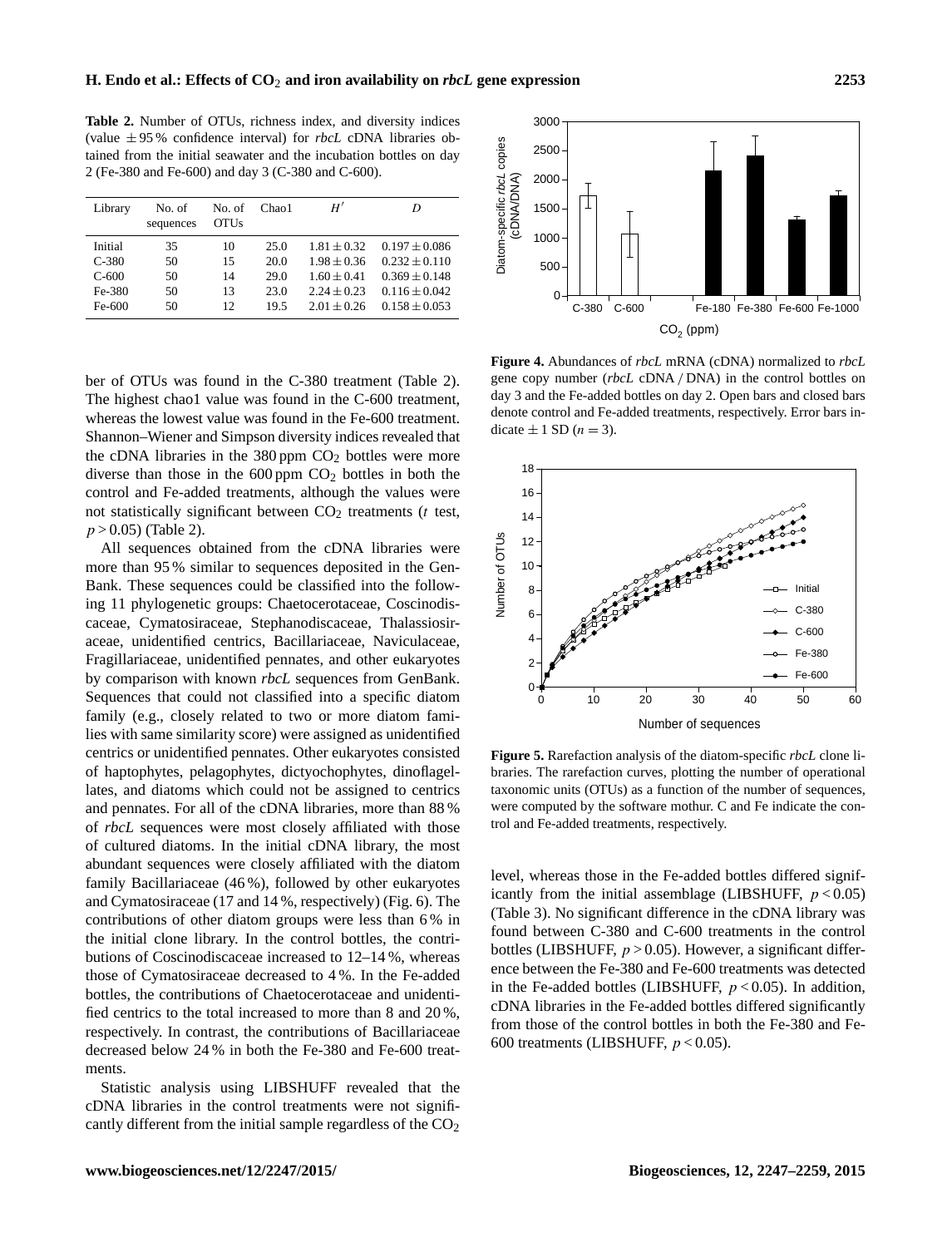**Table 2.** Number of OTUs, richness index, and diversity indices (value ± 95 % confidence interval) for *rbcL* cDNA libraries obtained from the initial seawater and the incubation bottles on day 2 (Fe-380 and Fe-600) and day 3 (C-380 and C-600).

| Library | No. of sequences | No. of OTUs | Chao1 | $H'$ | $D$ |
|---|---|---|---|---|---|
| Initial | 35 | 10 | 25.0 | $1.81 \pm 0.32$ | $0.197 \pm 0.086$ |
| C-380 | 50 | 15 | 20.0 | $1.98 \pm 0.36$ | $0.232 \pm 0.110$ |
| C-600 | 50 | 14 | 29.0 | $1.60 \pm 0.41$ | $0.369 \pm 0.148$ |
| Fe-380 | 50 | 13 | 23.0 | $2.24 \pm 0.23$ | $0.116 \pm 0.042$ |
| Fe-600 | 50 | 12 | 19.5 | $2.01 \pm 0.26$ | $0.158 \pm 0.053$ |

ber of OTUs was found in the C-380 treatment (Table 2). The highest chao1 value was found in the C-600 treatment, whereas the lowest value was found in the Fe-600 treatment. Shannon–Wiener and Simpson diversity indices revealed that the cDNA libraries in the 380 ppm $CO_2$ bottles were more diverse than those in the 600 ppm $CO_2$ bottles in both the control and Fe-added treatments, although the values were not statistically significant between $CO_2$ treatments ($t$ test, $p > 0.05$) (Table 2).

All sequences obtained from the cDNA libraries were more than 95 % similar to sequences deposited in the GenBank. These sequences could be classified into the following 11 phylogenetic groups: Chaetocerotaceae, Coscinodiscaceae, Cymatosiraceae, Stephanodiscaceae, Thalassiosiraceae, unidentified centrics, Bacillariaceae, Naviculaceae, Fragillariaceae, unidentified pennates, and other eukaryotes by comparison with known *rbcL* sequences from GenBank. Sequences that could not classified into a specific diatom family (e.g., closely related to two or more diatom families with same similarity score) were assigned as unidentified centrics or unidentified pennates. Other eukaryotes consisted of haptophytes, pelagophytes, dictyochophytes, dinoflagellates, and diatoms which could not be assigned to centrics and pennates. For all of the cDNA libraries, more than 88 % of *rbcL* sequences were most closely affiliated with those of cultured diatoms. In the initial cDNA library, the most abundant sequences were closely affiliated with the diatom family Bacillariaceae (46 %), followed by other eukaryotes and Cymatosiraceae (17 and 14 %, respectively) (Fig. 6). The contributions of other diatom groups were less than 6 % in the initial clone library. In the control bottles, the contributions of Coscinodiscaceae increased to 12–14 %, whereas those of Cymatosiraceae decreased to 4 %. In the Fe-added bottles, the contributions of Chaetocerotaceae and unidentified centrics to the total increased to more than 8 and 20 %, respectively. In contrast, the contributions of Bacillariaceae decreased below 24 % in both the Fe-380 and Fe-600 treatments.

Statistic analysis using LIBSHUFF revealed that the cDNA libraries in the control treatments were not significantly different from the initial sample regardless of the $CO_2$ level, whereas those in the Fe-added bottles differed significantly from the initial assemblage (LIBSHUFF, $p < 0.05$) (Table 3). No significant difference in the cDNA library was found between C-380 and C-600 treatments in the control bottles (LIBSHUFF, $p > 0.05$). However, a significant difference between the Fe-380 and Fe-600 treatments was detected in the Fe-added bottles (LIBSHUFF, $p < 0.05$). In addition, cDNA libraries in the Fe-added bottles differed significantly from those of the control bottles in both the Fe-380 and Fe-600 treatments (LIBSHUFF, $p < 0.05$).

**Figure 4.** Abundances of *rbcL* mRNA (cDNA) normalized to *rbcL* gene copy number (*rbcL* cDNA / DNA) in the control bottles on day 3 and the Fe-added bottles on day 2. Open bars and closed bars denote control and Fe-added treatments, respectively. Error bars indicate ± 1 SD ($n = 3$).

**Figure 5.** Rarefaction analysis of the diatom-specific *rbcL* clone libraries. The rarefaction curves, plotting the number of operational taxonomic units (OTUs) as a function of the number of sequences, were computed by the software mothur. C and Fe indicate the control and Fe-added treatments, respectively.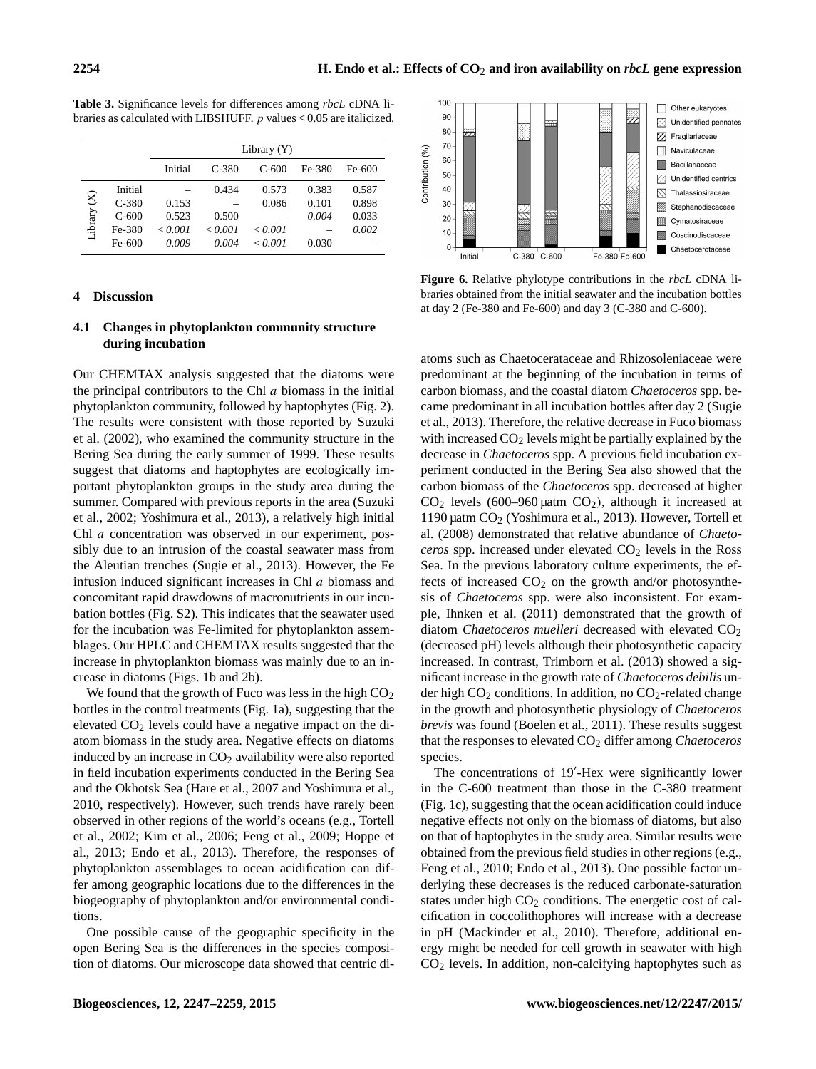**Table 3.** Significance levels for differences among *rbcL* cDNA libraries as calculated with LIBSHUFF. *p* values < 0.05 are italicized.

| | | Library (Y) | | | | |
|---|---|---|---|---|---|---|
| | | Initial | C-380 | C-600 | Fe-380 | Fe-600 |
| Library (X) | Initial | – | 0.434 | 0.573 | 0.383 | 0.587 |
| | C-380 | 0.153 | – | 0.086 | 0.101 | 0.898 |
| | C-600 | 0.523 | 0.500 | – | *0.004* | 0.033 |
| | Fe-380 | *< 0.001* | *< 0.001* | *< 0.001* | – | *0.002* |
| | Fe-600 | *0.009* | *0.004* | *< 0.001* | 0.030 | – |

**Figure 6.** Relative phylotype contributions in the *rbcL* cDNA libraries obtained from the initial seawater and the incubation bottles at day 2 (Fe-380 and Fe-600) and day 3 (C-380 and C-600).

## 4 Discussion

### 4.1 Changes in phytoplankton community structure during incubation

Our CHEMTAX analysis suggested that the diatoms were the principal contributors to the Chl *a* biomass in the initial phytoplankton community, followed by haptophytes (Fig. 2). The results were consistent with those reported by Suzuki et al. (2002), who examined the community structure in the Bering Sea during the early summer of 1999. These results suggest that diatoms and haptophytes are ecologically important phytoplankton groups in the study area during the summer. Compared with previous reports in the area (Suzuki et al., 2002; Yoshimura et al., 2013), a relatively high initial Chl *a* concentration was observed in our experiment, possibly due to an intrusion of the coastal seawater mass from the Aleutian trenches (Sugie et al., 2013). However, the Fe infusion induced significant increases in Chl *a* biomass and concomitant rapid drawdowns of macronutrients in our incubation bottles (Fig. S2). This indicates that the seawater used for the incubation was Fe-limited for phytoplankton assemblages. Our HPLC and CHEMTAX results suggested that the increase in phytoplankton biomass was mainly due to an increase in diatoms (Figs. 1b and 2b).

We found that the growth of Fuco was less in the high $CO_2$ bottles in the control treatments (Fig. 1a), suggesting that the elevated $CO_2$ levels could have a negative impact on the diatom biomass in the study area. Negative effects on diatoms induced by an increase in $CO_2$ availability were also reported in field incubation experiments conducted in the Bering Sea and the Okhotsk Sea (Hare et al., 2007 and Yoshimura et al., 2010, respectively). However, such trends have rarely been observed in other regions of the world's oceans (e.g., Tortell et al., 2002; Kim et al., 2006; Feng et al., 2009; Hoppe et al., 2013; Endo et al., 2013). Therefore, the responses of phytoplankton assemblages to ocean acidification can differ among geographic locations due to the differences in the biogeography of phytoplankton and/or environmental conditions.

One possible cause of the geographic specificity in the open Bering Sea is the differences in the species composition of diatoms. Our microscope data showed that centric diatoms such as Chaetocerataceae and Rhizosoleniaceae were predominant at the beginning of the incubation in terms of carbon biomass, and the coastal diatom *Chaetoceros* spp. became predominant in all incubation bottles after day 2 (Sugie et al., 2013). Therefore, the relative decrease in Fuco biomass with increased $CO_2$ levels might be partially explained by the decrease in *Chaetoceros* spp. A previous field incubation experiment conducted in the Bering Sea also showed that the carbon biomass of the *Chaetoceros* spp. decreased at higher $CO_2$ levels (600–960 µatm $CO_2$), although it increased at 1190 µatm $CO_2$ (Yoshimura et al., 2013). However, Tortell et al. (2008) demonstrated that relative abundance of *Chaetoceros* spp. increased under elevated $CO_2$ levels in the Ross Sea. In the previous laboratory culture experiments, the effects of increased $CO_2$ on the growth and/or photosynthesis of *Chaetoceros* spp. were also inconsistent. For example, Ihnken et al. (2011) demonstrated that the growth of diatom *Chaetoceros muelleri* decreased with elevated $CO_2$ (decreased pH) levels although their photosynthetic capacity increased. In contrast, Trimborn et al. (2013) showed a significant increase in the growth rate of *Chaetoceros debilis* under high $CO_2$ conditions. In addition, no $CO_2$-related change in the growth and photosynthetic physiology of *Chaetoceros brevis* was found (Boelen et al., 2011). These results suggest that the responses to elevated $CO_2$ differ among *Chaetoceros* species.

The concentrations of 19′-Hex were significantly lower in the C-600 treatment than those in the C-380 treatment (Fig. 1c), suggesting that the ocean acidification could induce negative effects not only on the biomass of diatoms, but also on that of haptophytes in the study area. Similar results were obtained from the previous field studies in other regions (e.g., Feng et al., 2010; Endo et al., 2013). One possible factor underlying these decreases is the reduced carbonate-saturation states under high $CO_2$ conditions. The energetic cost of calcification in coccolithophores will increase with a decrease in pH (Mackinder et al., 2010). Therefore, additional energy might be needed for cell growth in seawater with high $CO_2$ levels. In addition, non-calcifying haptophytes such as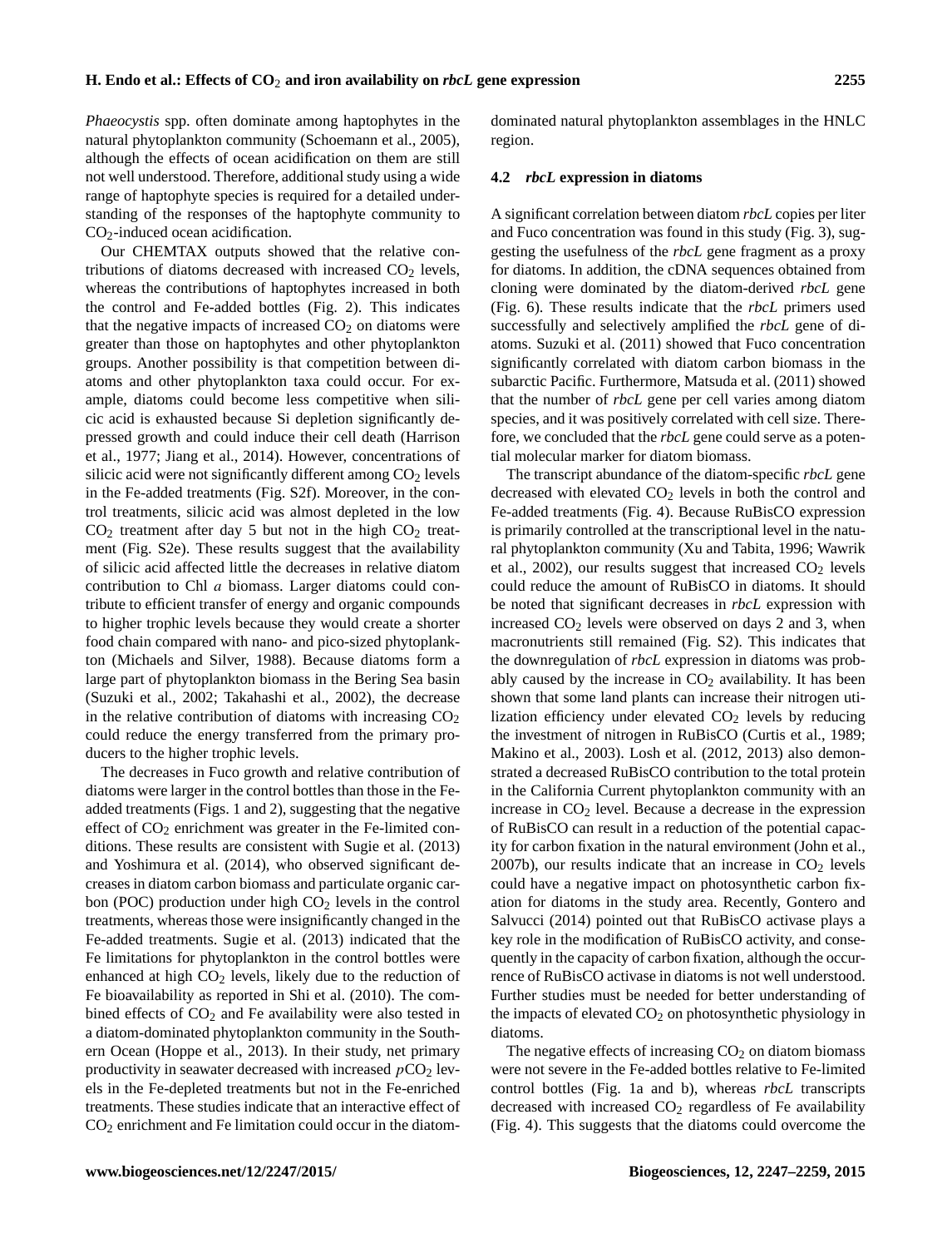*Phaeocystis* spp. often dominate among haptophytes in the natural phytoplankton community (Schoemann et al., 2005), although the effects of ocean acidification on them are still not well understood. Therefore, additional study using a wide range of haptophyte species is required for a detailed understanding of the responses of the haptophyte community to $CO_2$-induced ocean acidification.

Our CHEMTAX outputs showed that the relative contributions of diatoms decreased with increased $CO_2$ levels, whereas the contributions of haptophytes increased in both the control and Fe-added bottles (Fig. 2). This indicates that the negative impacts of increased $CO_2$ on diatoms were greater than those on haptophytes and other phytoplankton groups. Another possibility is that competition between diatoms and other phytoplankton taxa could occur. For example, diatoms could become less competitive when silicic acid is exhausted because Si depletion significantly depressed growth and could induce their cell death (Harrison et al., 1977; Jiang et al., 2014). However, concentrations of silicic acid were not significantly different among $CO_2$ levels in the Fe-added treatments (Fig. S2f). Moreover, in the control treatments, silicic acid was almost depleted in the low $CO_2$ treatment after day 5 but not in the high $CO_2$ treatment (Fig. S2e). These results suggest that the availability of silicic acid affected little the decreases in relative diatom contribution to Chl *a* biomass. Larger diatoms could contribute to efficient transfer of energy and organic compounds to higher trophic levels because they would create a shorter food chain compared with nano- and pico-sized phytoplankton (Michaels and Silver, 1988). Because diatoms form a large part of phytoplankton biomass in the Bering Sea basin (Suzuki et al., 2002; Takahashi et al., 2002), the decrease in the relative contribution of diatoms with increasing $CO_2$ could reduce the energy transferred from the primary producers to the higher trophic levels.

The decreases in Fuco growth and relative contribution of diatoms were larger in the control bottles than those in the Fe-added treatments (Figs. 1 and 2), suggesting that the negative effect of $CO_2$ enrichment was greater in the Fe-limited conditions. These results are consistent with Sugie et al. (2013) and Yoshimura et al. (2014), who observed significant decreases in diatom carbon biomass and particulate organic carbon (POC) production under high $CO_2$ levels in the control treatments, whereas those were insignificantly changed in the Fe-added treatments. Sugie et al. (2013) indicated that the Fe limitations for phytoplankton in the control bottles were enhanced at high $CO_2$ levels, likely due to the reduction of Fe bioavailability as reported in Shi et al. (2010). The combined effects of $CO_2$ and Fe availability were also tested in a diatom-dominated phytoplankton community in the Southern Ocean (Hoppe et al., 2013). In their study, net primary productivity in seawater decreased with increased $pCO_2$ levels in the Fe-depleted treatments but not in the Fe-enriched treatments. These studies indicate that an interactive effect of $CO_2$ enrichment and Fe limitation could occur in the diatom-dominated natural phytoplankton assemblages in the HNLC region.

### 4.2 *rbcL* expression in diatoms

A significant correlation between diatom *rbcL* copies per liter and Fuco concentration was found in this study (Fig. 3), suggesting the usefulness of the *rbcL* gene fragment as a proxy for diatoms. In addition, the cDNA sequences obtained from cloning were dominated by the diatom-derived *rbcL* gene (Fig. 6). These results indicate that the *rbcL* primers used successfully and selectively amplified the *rbcL* gene of diatoms. Suzuki et al. (2011) showed that Fuco concentration significantly correlated with diatom carbon biomass in the subarctic Pacific. Furthermore, Matsuda et al. (2011) showed that the number of *rbcL* gene per cell varies among diatom species, and it was positively correlated with cell size. Therefore, we concluded that the *rbcL* gene could serve as a potential molecular marker for diatom biomass.

The transcript abundance of the diatom-specific *rbcL* gene decreased with elevated $CO_2$ levels in both the control and Fe-added treatments (Fig. 4). Because RuBisCO expression is primarily controlled at the transcriptional level in the natural phytoplankton community (Xu and Tabita, 1996; Wawrik et al., 2002), our results suggest that increased $CO_2$ levels could reduce the amount of RuBisCO in diatoms. It should be noted that significant decreases in *rbcL* expression with increased $CO_2$ levels were observed on days 2 and 3, when macronutrients still remained (Fig. S2). This indicates that the downregulation of *rbcL* expression in diatoms was probably caused by the increase in $CO_2$ availability. It has been shown that some land plants can increase their nitrogen utilization efficiency under elevated $CO_2$ levels by reducing the investment of nitrogen in RuBisCO (Curtis et al., 1989; Makino et al., 2003). Losh et al. (2012, 2013) also demonstrated a decreased RuBisCO contribution to the total protein in the California Current phytoplankton community with an increase in $CO_2$ level. Because a decrease in the expression of RuBisCO can result in a reduction of the potential capacity for carbon fixation in the natural environment (John et al., 2007b), our results indicate that an increase in $CO_2$ levels could have a negative impact on photosynthetic carbon fixation for diatoms in the study area. Recently, Gontero and Salvucci (2014) pointed out that RuBisCO activase plays a key role in the modification of RuBisCO activity, and consequently in the capacity of carbon fixation, although the occurrence of RuBisCO activase in diatoms is not well understood. Further studies must be needed for better understanding of the impacts of elevated $CO_2$ on photosynthetic physiology in diatoms.

The negative effects of increasing $CO_2$ on diatom biomass were not severe in the Fe-added bottles relative to Fe-limited control bottles (Fig. 1a and b), whereas *rbcL* transcripts decreased with increased $CO_2$ regardless of Fe availability (Fig. 4). This suggests that the diatoms could overcome the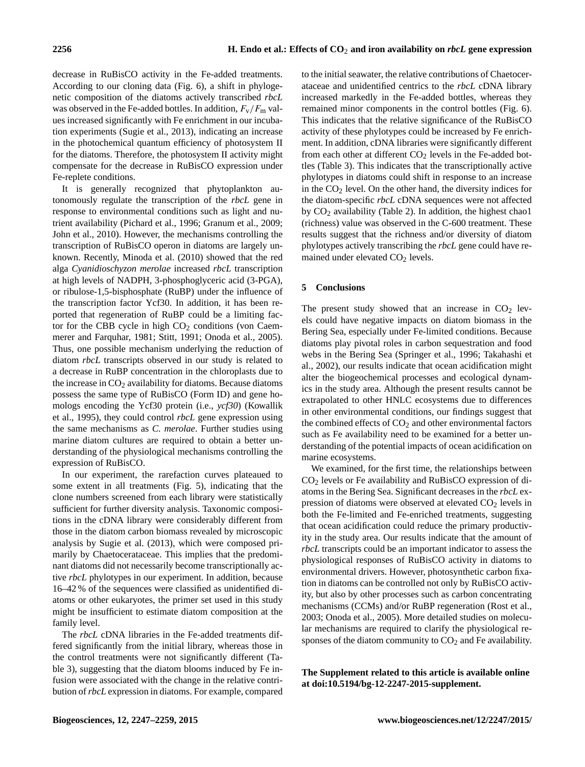decrease in RuBisCO activity in the Fe-added treatments. According to our cloning data (Fig. 6), a shift in phylogenetic composition of the diatoms actively transcribed *rbcL* was observed in the Fe-added bottles. In addition, $F_v/F_m$ values increased significantly with Fe enrichment in our incubation experiments (Sugie et al., 2013), indicating an increase in the photochemical quantum efficiency of photosystem II for the diatoms. Therefore, the photosystem II activity might compensate for the decrease in RuBisCO expression under Fe-replete conditions.

It is generally recognized that phytoplankton autonomously regulate the transcription of the *rbcL* gene in response to environmental conditions such as light and nutrient availability (Pichard et al., 1996; Granum et al., 2009; John et al., 2010). However, the mechanisms controlling the transcription of RuBisCO operon in diatoms are largely unknown. Recently, Minoda et al. (2010) showed that the red alga *Cyanidioschyzon merolae* increased *rbcL* transcription at high levels of NADPH, 3-phosphoglyceric acid (3-PGA), or ribulose-1,5-bisphosphate (RuBP) under the influence of the transcription factor Ycf30. In addition, it has been reported that regeneration of RuBP could be a limiting factor for the CBB cycle in high $CO_2$ conditions (von Caemmerer and Farquhar, 1981; Stitt, 1991; Onoda et al., 2005). Thus, one possible mechanism underlying the reduction of diatom *rbcL* transcripts observed in our study is related to a decrease in RuBP concentration in the chloroplasts due to the increase in $CO_2$ availability for diatoms. Because diatoms possess the same type of RuBisCO (Form ID) and gene homologs encoding the Ycf30 protein (i.e., *ycf30*) (Kowallik et al., 1995), they could control *rbcL* gene expression using the same mechanisms as *C. merolae*. Further studies using marine diatom cultures are required to obtain a better understanding of the physiological mechanisms controlling the expression of RuBisCO.

In our experiment, the rarefaction curves plateaued to some extent in all treatments (Fig. 5), indicating that the clone numbers screened from each library were statistically sufficient for further diversity analysis. Taxonomic compositions in the cDNA library were considerably different from those in the diatom carbon biomass revealed by microscopic analysis by Sugie et al. (2013), which were composed primarily by Chaetocerataceae. This implies that the predominant diatoms did not necessarily become transcriptionally active *rbcL* phylotypes in our experiment. In addition, because 16–42 % of the sequences were classified as unidentified diatoms or other eukaryotes, the primer set used in this study might be insufficient to estimate diatom composition at the family level.

The *rbcL* cDNA libraries in the Fe-added treatments differed significantly from the initial library, whereas those in the control treatments were not significantly different (Table 3), suggesting that the diatom blooms induced by Fe infusion were associated with the change in the relative contribution of *rbcL* expression in diatoms. For example, compared to the initial seawater, the relative contributions of Chaetocerataceae and unidentified centrics to the *rbcL* cDNA library increased markedly in the Fe-added bottles, whereas they remained minor components in the control bottles (Fig. 6). This indicates that the relative significance of the RuBisCO activity of these phylotypes could be increased by Fe enrichment. In addition, cDNA libraries were significantly different from each other at different $CO_2$ levels in the Fe-added bottles (Table 3). This indicates that the transcriptionally active phylotypes in diatoms could shift in response to an increase in the $CO_2$ level. On the other hand, the diversity indices for the diatom-specific *rbcL* cDNA sequences were not affected by $CO_2$ availability (Table 2). In addition, the highest chao1 (richness) value was observed in the C-600 treatment. These results suggest that the richness and/or diversity of diatom phylotypes actively transcribing the *rbcL* gene could have remained under elevated $CO_2$ levels.

## 5 Conclusions

The present study showed that an increase in $CO_2$ levels could have negative impacts on diatom biomass in the Bering Sea, especially under Fe-limited conditions. Because diatoms play pivotal roles in carbon sequestration and food webs in the Bering Sea (Springer et al., 1996; Takahashi et al., 2002), our results indicate that ocean acidification might alter the biogeochemical processes and ecological dynamics in the study area. Although the present results cannot be extrapolated to other HNLC ecosystems due to differences in other environmental conditions, our findings suggest that the combined effects of $CO_2$ and other environmental factors such as Fe availability need to be examined for a better understanding of the potential impacts of ocean acidification on marine ecosystems.

We examined, for the first time, the relationships between $CO_2$ levels or Fe availability and RuBisCO expression of diatoms in the Bering Sea. Significant decreases in the *rbcL* expression of diatoms were observed at elevated $CO_2$ levels in both the Fe-limited and Fe-enriched treatments, suggesting that ocean acidification could reduce the primary productivity in the study area. Our results indicate that the amount of *rbcL* transcripts could be an important indicator to assess the physiological responses of RuBisCO activity in diatoms to environmental drivers. However, photosynthetic carbon fixation in diatoms can be controlled not only by RuBisCO activity, but also by other processes such as carbon concentrating mechanisms (CCMs) and/or RuBP regeneration (Rost et al., 2003; Onoda et al., 2005). More detailed studies on molecular mechanisms are required to clarify the physiological responses of the diatom community to $CO_2$ and Fe availability.

**The Supplement related to this article is available online at doi:10.5194/bg-12-2247-2015-supplement.**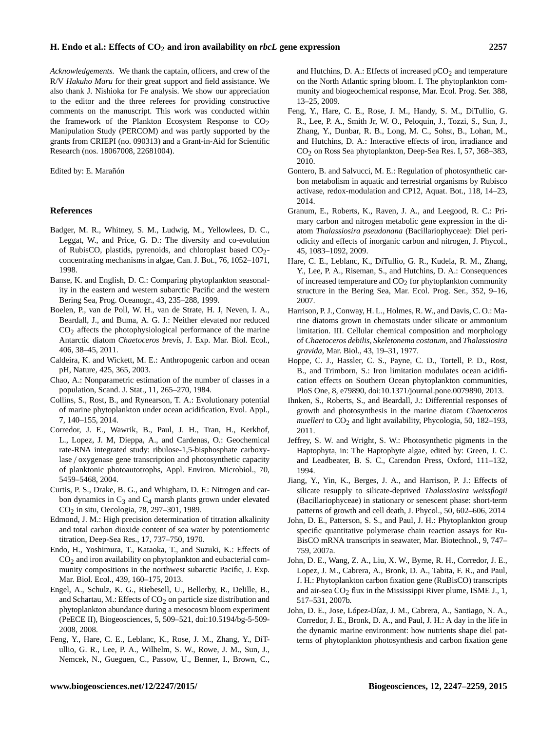*Acknowledgements.* We thank the captain, officers, and crew of the R/V *Hakuho Maru* for their great support and field assistance. We also thank J. Nishioka for Fe analysis. We show our appreciation to the editor and the three referees for providing constructive comments on the manuscript. This work was conducted within the framework of the Plankton Ecosystem Response to $CO_2$ Manipulation Study (PERCOM) and was partly supported by the grants from CRIEPI (no. 090313) and a Grant-in-Aid for Scientific Research (nos. 18067008, 22681004).

Edited by: E. Marañón

## References

Badger, M. R., Whitney, S. M., Ludwig, M., Yellowlees, D. C., Leggat, W., and Price, G. D.: The diversity and co-evolution of RubisCO, plastids, pyrenoids, and chloroplast based $CO_2$-concentrating mechanisms in algae, Can. J. Bot., 76, 1052–1071, 1998.

Banse, K. and English, D. C.: Comparing phytoplankton seasonality in the eastern and western subarctic Pacific and the western Bering Sea, Prog. Oceanogr., 43, 235–288, 1999.

Boelen, P., van de Poll, W. H., van de Strate, H. J, Neven, I. A., Beardall, J., and Buma, A. G. J.: Neither elevated nor reduced $CO_2$ affects the photophysiological performance of the marine Antarctic diatom *Chaetoceros brevis*, J. Exp. Mar. Biol. Ecol., 406, 38–45, 2011.

Caldeira, K. and Wickett, M. E.: Anthropogenic carbon and ocean pH, Nature, 425, 365, 2003.

Chao, A.: Nonparametric estimation of the number of classes in a population, Scand. J. Stat., 11, 265–270, 1984.

Collins, S., Rost, B., and Rynearson, T. A.: Evolutionary potential of marine phytoplankton under ocean acidification, Evol. Appl., 7, 140–155, 2014.

Corredor, J. E., Wawrik, B., Paul, J. H., Tran, H., Kerkhof, L., Lopez, J. M, Dieppa, A., and Cardenas, O.: Geochemical rate-RNA integrated study: ribulose-1,5-bisphosphate carboxylase / oxygenase gene transcription and photosynthetic capacity of planktonic photoautotrophs, Appl. Environ. Microbiol., 70, 5459–5468, 2004.

Curtis, P. S., Drake, B. G., and Whigham, D. F.: Nitrogen and carbon dynamics in $C_3$ and $C_4$ marsh plants grown under elevated $CO_2$ in situ, Oecologia, 78, 297–301, 1989.

Edmond, J. M.: High precision determination of titration alkalinity and total carbon dioxide content of sea water by potentiometric titration, Deep-Sea Res., 17, 737–750, 1970.

Endo, H., Yoshimura, T., Kataoka, T., and Suzuki, K.: Effects of $CO_2$ and iron availability on phytoplankton and eubacterial community compositions in the northwest subarctic Pacific, J. Exp. Mar. Biol. Ecol., 439, 160–175, 2013.

Engel, A., Schulz, K. G., Riebesell, U., Bellerby, R., Delille, B., and Schartau, M.: Effects of $CO_2$ on particle size distribution and phytoplankton abundance during a mesocosm bloom experiment (PeECE II), Biogeosciences, 5, 509–521, doi:10.5194/bg-5-509-2008, 2008.

Feng, Y., Hare, C. E., Leblanc, K., Rose, J. M., Zhang, Y., DiTullio, G. R., Lee, P. A., Wilhelm, S. W., Rowe, J. M., Sun, J., Nemcek, N., Gueguen, C., Passow, U., Benner, I., Brown, C., and Hutchins, D. A.: Effects of increased $pCO_2$ and temperature on the North Atlantic spring bloom. I. The phytoplankton community and biogeochemical response, Mar. Ecol. Prog. Ser. 388, 13–25, 2009.

Feng, Y., Hare, C. E., Rose, J. M., Handy, S. M., DiTullio, G. R., Lee, P. A., Smith Jr, W. O., Peloquin, J., Tozzi, S., Sun, J., Zhang, Y., Dunbar, R. B., Long, M. C., Sohst, B., Lohan, M., and Hutchins, D. A.: Interactive effects of iron, irradiance and $CO_2$ on Ross Sea phytoplankton, Deep-Sea Res. I, 57, 368–383, 2010.

Gontero, B. and Salvucci, M. E.: Regulation of photosynthetic carbon metabolism in aquatic and terrestrial organisms by Rubisco activase, redox-modulation and CP12, Aquat. Bot., 118, 14–23, 2014.

Granum, E., Roberts, K., Raven, J. A., and Leegood, R. C.: Primary carbon and nitrogen metabolic gene expression in the diatom *Thalassiosira pseudonana* (Bacillariophyceae): Diel periodicity and effects of inorganic carbon and nitrogen, J. Phycol., 45, 1083–1092, 2009.

Hare, C. E., Leblanc, K., DiTullio, G. R., Kudela, R. M., Zhang, Y., Lee, P. A., Riseman, S., and Hutchins, D. A.: Consequences of increased temperature and $CO_2$ for phytoplankton community structure in the Bering Sea, Mar. Ecol. Prog. Ser., 352, 9–16, 2007.

Harrison, P. J., Conway, H. L., Holmes, R. W., and Davis, C. O.: Marine diatoms grown in chemostats under silicate or ammonium limitation. III. Cellular chemical composition and morphology of *Chaetoceros debilis*, *Skeletonema costatum*, and *Thalassiosira gravida*, Mar. Biol., 43, 19–31, 1977.

Hoppe, C. J., Hassler, C. S., Payne, C. D., Tortell, P. D., Rost, B., and Trimborn, S.: Iron limitation modulates ocean acidification effects on Southern Ocean phytoplankton communities, PloS One, 8, e79890, doi:10.1371/journal.pone.0079890, 2013.

Ihnken, S., Roberts, S., and Beardall, J.: Differential responses of growth and photosynthesis in the marine diatom *Chaetoceros muelleri* to $CO_2$ and light availability, Phycologia, 50, 182–193, 2011.

Jeffrey, S. W. and Wright, S. W.: Photosynthetic pigments in the Haptophyta, in: The Haptophyte algae, edited by: Green, J. C. and Leadbeater, B. S. C., Carendon Press, Oxford, 111–132, 1994.

Jiang, Y., Yin, K., Berges, J. A., and Harrison, P. J.: Effects of silicate resupply to silicate-deprived *Thalassiosira weissflogii* (Bacillariophyceae) in stationary or senescent phase: short-term patterns of growth and cell death, J. Phycol., 50, 602–606, 2014

John, D. E., Patterson, S. S., and Paul, J. H.: Phytoplankton group specific quantitative polymerase chain reaction assays for RuBisCO mRNA transcripts in seawater, Mar. Biotechnol., 9, 747–759, 2007a.

John, D. E., Wang, Z. A., Liu, X. W., Byrne, R. H., Corredor, J. E., Lopez, J. M., Cabrera, A., Bronk, D. A., Tabita, F. R., and Paul, J. H.: Phytoplankton carbon fixation gene (RuBisCO) transcripts and air-sea $CO_2$ flux in the Mississippi River plume, ISME J., 1, 517–531, 2007b.

John, D. E., Jose, López-Díaz, J. M., Cabrera, A., Santiago, N. A., Corredor, J. E., Bronk, D. A., and Paul, J. H.: A day in the life in the dynamic marine environment: how nutrients shape diel patterns of phytoplankton photosynthesis and carbon fixation gene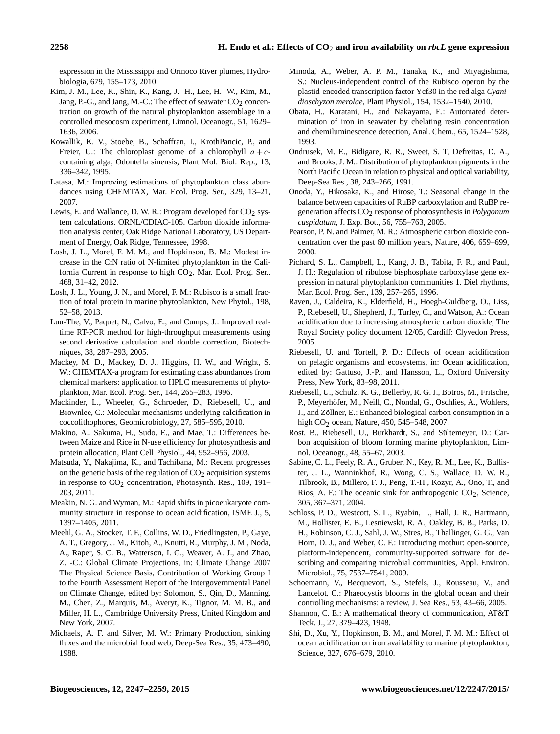expression in the Mississippi and Orinoco River plumes, Hydrobiologia, 679, 155–173, 2010.

Kim, J.-M., Lee, K., Shin, K., Kang, J. -H., Lee, H. -W., Kim, M., Jang, P.-G., and Jang, M.-C.: The effect of seawater $CO_2$ concentration on growth of the natural phytoplankton assemblage in a controlled mesocosm experiment, Limnol. Oceanogr., 51, 1629–1636, 2006.

Kowallik, K. V., Stoebe, B., Schaffran, I., KrothPancic, P., and Freier, U.: The chloroplast genome of a chlorophyll $a+c$-containing alga, Odontella sinensis, Plant Mol. Biol. Rep., 13, 336–342, 1995.

Latasa, M.: Improving estimations of phytoplankton class abundances using CHEMTAX, Mar. Ecol. Prog. Ser., 329, 13–21, 2007.

Lewis, E. and Wallance, D. W. R.: Program developed for $CO_2$ system calculations. ORNL/CDIAC-105. Carbon dioxide information analysis center, Oak Ridge National Laboratory, US Department of Energy, Oak Ridge, Tennessee, 1998.

Losh, J. L., Morel, F. M. M., and Hopkinson, B. M.: Modest increase in the C:N ratio of N-limited phytoplankton in the California Current in response to high $CO_2$, Mar. Ecol. Prog. Ser., 468, 31–42, 2012.

Losh, J. L., Young, J. N., and Morel, F. M.: Rubisco is a small fraction of total protein in marine phytoplankton, New Phytol., 198, 52–58, 2013.

Luu-The, V., Paquet, N., Calvo, E., and Cumps, J.: Improved real-time RT-PCR method for high-throughput measurements using second derivative calculation and double correction, Biotechniques, 38, 287–293, 2005.

Mackey, M. D., Mackey, D. J., Higgins, H. W., and Wright, S. W.: CHEMTAX-a program for estimating class abundances from chemical markers: application to HPLC measurements of phytoplankton, Mar. Ecol. Prog. Ser., 144, 265–283, 1996.

Mackinder, L., Wheeler, G., Schroeder, D., Riebesell, U., and Brownlee, C.: Molecular mechanisms underlying calcification in coccolithophores, Geomicrobiology, 27, 585–595, 2010.

Makino, A., Sakuma, H., Sudo, E., and Mae, T.: Differences between Maize and Rice in N-use efficiency for photosynthesis and protein allocation, Plant Cell Physiol., 44, 952–956, 2003.

Matsuda, Y., Nakajima, K., and Tachibana, M.: Recent progresses on the genetic basis of the regulation of $CO_2$ acquisition systems in response to $CO_2$ concentration, Photosynth. Res., 109, 191–203, 2011.

Meakin, N. G. and Wyman, M.: Rapid shifts in picoeukaryote community structure in response to ocean acidification, ISME J., 5, 1397–1405, 2011.

Meehl, G. A., Stocker, T. F., Collins, W. D., Friedlingsten, P., Gaye, A. T., Gregory, J. M., Kitoh, A., Knutti, R., Murphy, J. M., Noda, A., Raper, S. C. B., Watterson, I. G., Weaver, A. J., and Zhao, Z. -C.: Global Climate Projections, in: Climate Change 2007 The Physical Science Basis, Contribution of Working Group I to the Fourth Assessment Report of the Intergovernmental Panel on Climate Change, edited by: Solomon, S., Qin, D., Manning, M., Chen, Z., Marquis, M., Averyt, K., Tignor, M. M. B., and Miller, H. L., Cambridge University Press, United Kingdom and New York, 2007.

Michaels, A. F. and Silver, M. W.: Primary Production, sinking fluxes and the microbial food web, Deep-Sea Res., 35, 473–490, 1988.

Minoda, A., Weber, A. P. M., Tanaka, K., and Miyagishima, S.: Nucleus-independent control of the Rubisco operon by the plastid-encoded transcription factor Ycf30 in the red alga *Cyanidioschyzon merolae*, Plant Physiol., 154, 1532–1540, 2010.

Obata, H., Karatani, H., and Nakayama, E.: Automated determination of iron in seawater by chelating resin concentration and chemiluminescence detection, Anal. Chem., 65, 1524–1528, 1993.

Ondrusek, M. E., Bidigare, R. R., Sweet, S. T, Defreitas, D. A., and Brooks, J. M.: Distribution of phytoplankton pigments in the North Pacific Ocean in relation to physical and optical variability, Deep-Sea Res., 38, 243–266, 1991.

Onoda, Y., Hikosaka, K., and Hirose, T.: Seasonal change in the balance between capacities of RuBP carboxylation and RuBP regeneration affects $CO_2$ response of photosynthesis in *Polygonum cuspidatum*, J. Exp. Bot., 56, 755–763, 2005.

Pearson, P. N. and Palmer, M. R.: Atmospheric carbon dioxide concentration over the past 60 million years, Nature, 406, 659–699, 2000.

Pichard, S. L., Campbell, L., Kang, J. B., Tabita, F. R., and Paul, J. H.: Regulation of ribulose bisphosphate carboxylase gene expression in natural phytoplankton communities 1. Diel rhythms, Mar. Ecol. Prog. Ser., 139, 257–265, 1996.

Raven, J., Caldeira, K., Elderfield, H., Hoegh-Guldberg, O., Liss, P., Riebesell, U., Shepherd, J., Turley, C., and Watson, A.: Ocean acidification due to increasing atmospheric carbon dioxide, The Royal Society policy document 12/05, Cardiff: Clyvedon Press, 2005.

Riebesell, U. and Tortell, P. D.: Effects of ocean acidification on pelagic organisms and ecosystems, in: Ocean acidification, edited by: Gattuso, J.-P., and Hansson, L., Oxford University Press, New York, 83–98, 2011.

Riebesell, U., Schulz, K. G., Bellerby, R. G. J., Botros, M., Fritsche, P., Meyerhöfer, M., Neill, C., Nondal, G., Oschlies, A., Wohlers, J., and Zöllner, E.: Enhanced biological carbon consumption in a high $CO_2$ ocean, Nature, 450, 545–548, 2007.

Rost, B., Riebesell, U., Burkhardt, S., and Sültemeyer, D.: Carbon acquisition of bloom forming marine phytoplankton, Limnol. Oceanogr., 48, 55–67, 2003.

Sabine, C. L., Feely, R. A., Gruber, N., Key, R. M., Lee, K., Bullister, J. L., Wanninkhof, R., Wong, C. S., Wallace, D. W. R., Tilbrook, B., Millero, F. J., Peng, T.-H., Kozyr, A., Ono, T., and Rios, A. F.: The oceanic sink for anthropogenic $CO_2$, Science, 305, 367–371, 2004.

Schloss, P. D., Westcott, S. L., Ryabin, T., Hall, J. R., Hartmann, M., Hollister, E. B., Lesniewski, R. A., Oakley, B. B., Parks, D. H., Robinson, C. J., Sahl, J. W., Stres, B., Thallinger, G. G., Van Horn, D. J., and Weber, C. F.: Introducing mothur: open-source, platform-independent, community-supported software for describing and comparing microbial communities, Appl. Environ. Microbiol., 75, 7537–7541, 2009.

Schoemann, V., Becquevort, S., Stefels, J., Rousseau, V., and Lancelot, C.: Phaeocystis blooms in the global ocean and their controlling mechanisms: a review, J. Sea Res., 53, 43–66, 2005.

Shannon, C. E.: A mathematical theory of communication, AT&T Teck. J., 27, 379–423, 1948.

Shi, D., Xu, Y., Hopkinson, B. M., and Morel, F. M. M.: Effect of ocean acidification on iron availability to marine phytoplankton, Science, 327, 676–679, 2010.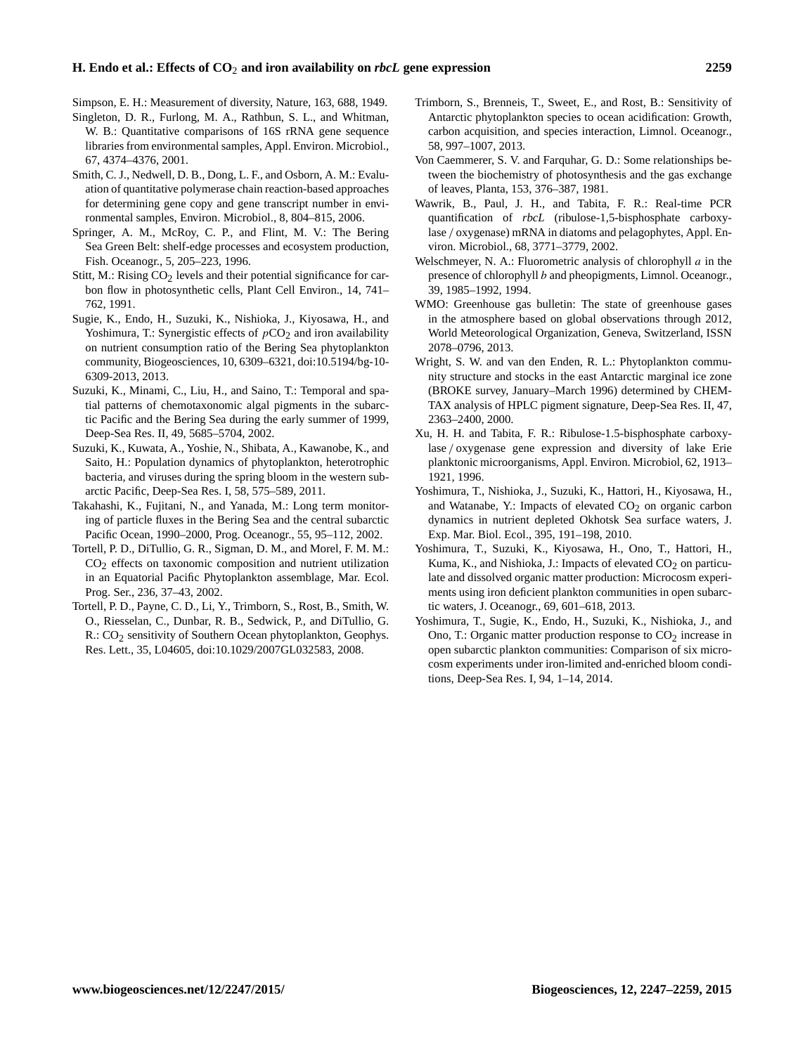Simpson, E. H.: Measurement of diversity, Nature, 163, 688, 1949.

Singleton, D. R., Furlong, M. A., Rathbun, S. L., and Whitman, W. B.: Quantitative comparisons of 16S rRNA gene sequence libraries from environmental samples, Appl. Environ. Microbiol., 67, 4374–4376, 2001.

Smith, C. J., Nedwell, D. B., Dong, L. F., and Osborn, A. M.: Evaluation of quantitative polymerase chain reaction-based approaches for determining gene copy and gene transcript number in environmental samples, Environ. Microbiol., 8, 804–815, 2006.

Springer, A. M., McRoy, C. P., and Flint, M. V.: The Bering Sea Green Belt: shelf-edge processes and ecosystem production, Fish. Oceanogr., 5, 205–223, 1996.

Stitt, M.: Rising $CO_2$ levels and their potential significance for carbon flow in photosynthetic cells, Plant Cell Environ., 14, 741–762, 1991.

Sugie, K., Endo, H., Suzuki, K., Nishioka, J., Kiyosawa, H., and Yoshimura, T.: Synergistic effects of $p$$CO_2$ and iron availability on nutrient consumption ratio of the Bering Sea phytoplankton community, Biogeosciences, 10, 6309–6321, doi:10.5194/bg-10-6309-2013, 2013.

Suzuki, K., Minami, C., Liu, H., and Saino, T.: Temporal and spatial patterns of chemotaxonomic algal pigments in the subarctic Pacific and the Bering Sea during the early summer of 1999, Deep-Sea Res. II, 49, 5685–5704, 2002.

Suzuki, K., Kuwata, A., Yoshie, N., Shibata, A., Kawanobe, K., and Saito, H.: Population dynamics of phytoplankton, heterotrophic bacteria, and viruses during the spring bloom in the western subarctic Pacific, Deep-Sea Res. I, 58, 575–589, 2011.

Takahashi, K., Fujitani, N., and Yanada, M.: Long term monitoring of particle fluxes in the Bering Sea and the central subarctic Pacific Ocean, 1990–2000, Prog. Oceanogr., 55, 95–112, 2002.

Tortell, P. D., DiTullio, G. R., Sigman, D. M., and Morel, F. M. M.: $CO_2$ effects on taxonomic composition and nutrient utilization in an Equatorial Pacific Phytoplankton assemblage, Mar. Ecol. Prog. Ser., 236, 37–43, 2002.

Tortell, P. D., Payne, C. D., Li, Y., Trimborn, S., Rost, B., Smith, W. O., Riesselan, C., Dunbar, R. B., Sedwick, P., and DiTullio, G. R.: $CO_2$ sensitivity of Southern Ocean phytoplankton, Geophys. Res. Lett., 35, L04605, doi:10.1029/2007GL032583, 2008.

Trimborn, S., Brenneis, T., Sweet, E., and Rost, B.: Sensitivity of Antarctic phytoplankton species to ocean acidification: Growth, carbon acquisition, and species interaction, Limnol. Oceanogr., 58, 997–1007, 2013.

Von Caemmerer, S. V. and Farquhar, G. D.: Some relationships between the biochemistry of photosynthesis and the gas exchange of leaves, Planta, 153, 376–387, 1981.

Wawrik, B., Paul, J. H., and Tabita, F. R.: Real-time PCR quantification of *rbcL* (ribulose-1,5-bisphosphate carboxylase / oxygenase) mRNA in diatoms and pelagophytes, Appl. Environ. Microbiol., 68, 3771–3779, 2002.

Welschmeyer, N. A.: Fluorometric analysis of chlorophyll *a* in the presence of chlorophyll *b* and pheopigments, Limnol. Oceanogr., 39, 1985–1992, 1994.

WMO: Greenhouse gas bulletin: The state of greenhouse gases in the atmosphere based on global observations through 2012, World Meteorological Organization, Geneva, Switzerland, ISSN 2078–0796, 2013.

Wright, S. W. and van den Enden, R. L.: Phytoplankton community structure and stocks in the east Antarctic marginal ice zone (BROKE survey, January–March 1996) determined by CHEMTAX analysis of HPLC pigment signature, Deep-Sea Res. II, 47, 2363–2400, 2000.

Xu, H. H. and Tabita, F. R.: Ribulose-1.5-bisphosphate carboxylase / oxygenase gene expression and diversity of lake Erie planktonic microorganisms, Appl. Environ. Microbiol, 62, 1913–1921, 1996.

Yoshimura, T., Nishioka, J., Suzuki, K., Hattori, H., Kiyosawa, H., and Watanabe, Y.: Impacts of elevated $CO_2$ on organic carbon dynamics in nutrient depleted Okhotsk Sea surface waters, J. Exp. Mar. Biol. Ecol., 395, 191–198, 2010.

Yoshimura, T., Suzuki, K., Kiyosawa, H., Ono, T., Hattori, H., Kuma, K., and Nishioka, J.: Impacts of elevated $CO_2$ on particulate and dissolved organic matter production: Microcosm experiments using iron deficient plankton communities in open subarctic waters, J. Oceanogr., 69, 601–618, 2013.

Yoshimura, T., Sugie, K., Endo, H., Suzuki, K., Nishioka, J., and Ono, T.: Organic matter production response to $CO_2$ increase in open subarctic plankton communities: Comparison of six microcosm experiments under iron-limited and-enriched bloom conditions, Deep-Sea Res. I, 94, 1–14, 2014.